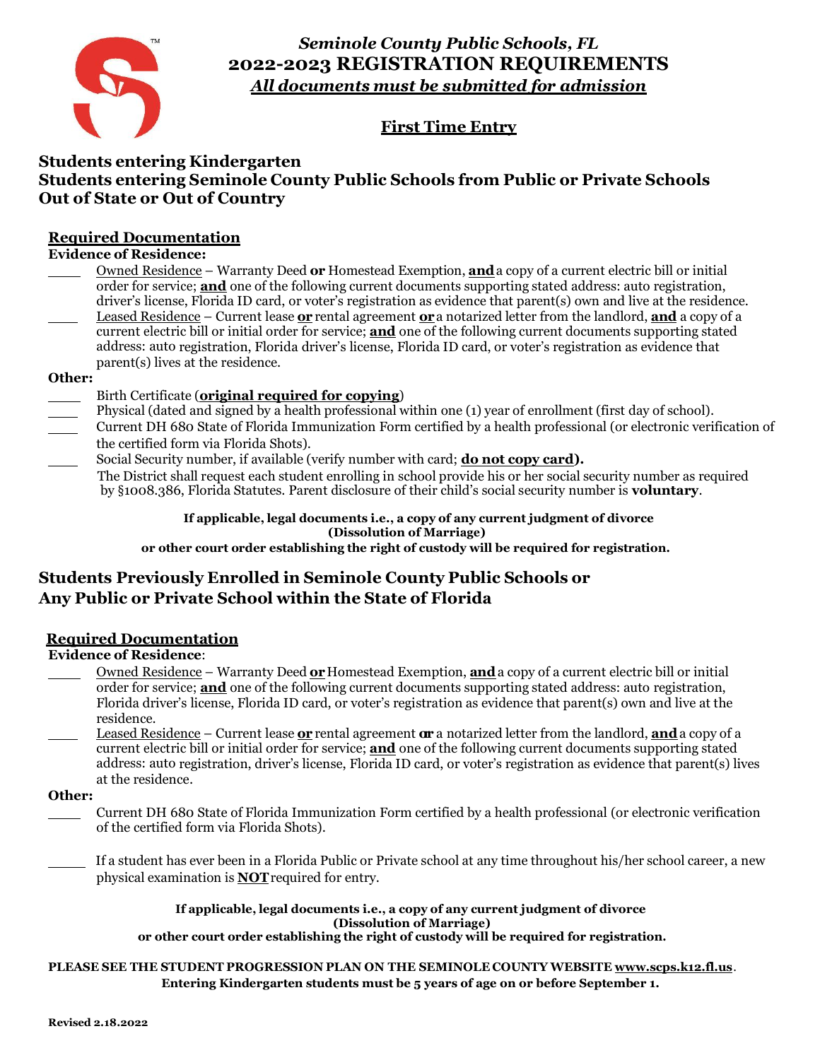# *Seminole County Public Schools, FL*

# 2022-2023 REGISTRATION REQUIREMENTS

***All documents must be submitted for admission***

## First Time Entry

## Students entering Kindergarten
## Students entering Seminole County Public Schools from Public or Private Schools Out of State or Out of Country

### Required Documentation

**Evidence of Residence:**

- ____ Owned Residence – Warranty Deed **or** Homestead Exemption, **and** a copy of a current electric bill or initial order for service; **and** one of the following current documents supporting stated address: auto registration, driver's license, Florida ID card, or voter's registration as evidence that parent(s) own and live at the residence.
- ____ Leased Residence – Current lease **or** rental agreement **or** a notarized letter from the landlord, **and** a copy of a current electric bill or initial order for service; **and** one of the following current documents supporting stated address: auto registration, Florida driver's license, Florida ID card, or voter's registration as evidence that parent(s) lives at the residence.

**Other:**

- ____ Birth Certificate (**original required for copying**)
- ____ Physical (dated and signed by a health professional within one (1) year of enrollment (first day of school).
- ____ Current DH 680 State of Florida Immunization Form certified by a health professional (or electronic verification of the certified form via Florida Shots).
- ____ Social Security number, if available (verify number with card; **do not copy card).**

The District shall request each student enrolling in school provide his or her social security number as required by §1008.386, Florida Statutes. Parent disclosure of their child's social security number is **voluntary**.

**If applicable, legal documents i.e., a copy of any current judgment of divorce (Dissolution of Marriage) or other court order establishing the right of custody will be required for registration.**

## Students Previously Enrolled in Seminole County Public Schools or Any Public or Private School within the State of Florida

### Required Documentation

**Evidence of Residence**:

- ____ Owned Residence – Warranty Deed **or** Homestead Exemption, **and** a copy of a current electric bill or initial order for service; **and** one of the following current documents supporting stated address: auto registration, Florida driver's license, Florida ID card, or voter's registration as evidence that parent(s) own and live at the residence.
- ____ Leased Residence – Current lease **or** rental agreement **or** a notarized letter from the landlord, **and** a copy of a current electric bill or initial order for service; **and** one of the following current documents supporting stated address: auto registration, driver's license, Florida ID card, or voter's registration as evidence that parent(s) lives at the residence.

**Other:**

- ____ Current DH 680 State of Florida Immunization Form certified by a health professional (or electronic verification of the certified form via Florida Shots).
- ____ If a student has ever been in a Florida Public or Private school at any time throughout his/her school career, a new physical examination is **NOT** required for entry.

**If applicable, legal documents i.e., a copy of any current judgment of divorce (Dissolution of Marriage) or other court order establishing the right of custody will be required for registration.**

**PLEASE SEE THE STUDENT PROGRESSION PLAN ON THE SEMINOLE COUNTY WEBSITE www.scps.k12.fl.us.**
**Entering Kindergarten students must be 5 years of age on or before September 1.**

**Revised 2.18.2022**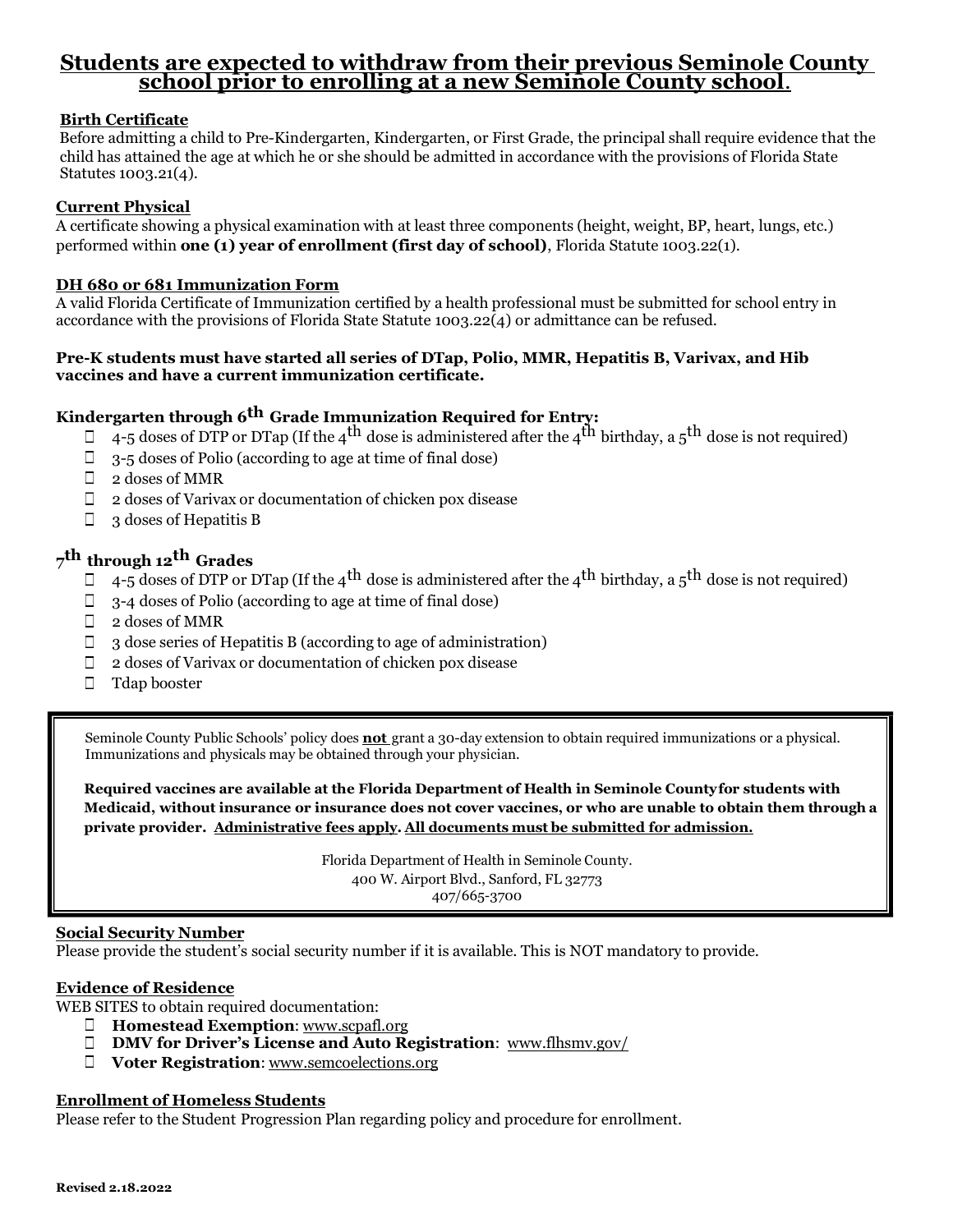## Students are expected to withdraw from their previous Seminole County school prior to enrolling at a new Seminole County school.

**Birth Certificate**

Before admitting a child to Pre-Kindergarten, Kindergarten, or First Grade, the principal shall require evidence that the child has attained the age at which he or she should be admitted in accordance with the provisions of Florida State Statutes 1003.21(4).

**Current Physical**

A certificate showing a physical examination with at least three components (height, weight, BP, heart, lungs, etc.) performed within **one (1) year of enrollment (first day of school)**, Florida Statute 1003.22(1).

**DH 680 or 681 Immunization Form**

A valid Florida Certificate of Immunization certified by a health professional must be submitted for school entry in accordance with the provisions of Florida State Statute 1003.22(4) or admittance can be refused.

**Pre-K students must have started all series of DTap, Polio, MMR, Hepatitis B, Varivax, and Hib vaccines and have a current immunization certificate.**

### Kindergarten through 6th Grade Immunization Required for Entry:

- 4-5 doses of DTP or DTap (If the 4th dose is administered after the 4th birthday, a 5th dose is not required)
- 3-5 doses of Polio (according to age at time of final dose)
- 2 doses of MMR
- 2 doses of Varivax or documentation of chicken pox disease
- 3 doses of Hepatitis B

### 7th through 12th Grades

- 4-5 doses of DTP or DTap (If the 4th dose is administered after the 4th birthday, a 5th dose is not required)
- 3-4 doses of Polio (according to age at time of final dose)
- 2 doses of MMR
- 3 dose series of Hepatitis B (according to age of administration)
- 2 doses of Varivax or documentation of chicken pox disease
- Tdap booster

Seminole County Public Schools' policy does **not** grant a 30-day extension to obtain required immunizations or a physical. Immunizations and physicals may be obtained through your physician.

**Required vaccines are available at the Florida Department of Health in Seminole County for students with Medicaid, without insurance or insurance does not cover vaccines, or who are unable to obtain them through a private provider. Administrative fees apply. All documents must be submitted for admission.**

Florida Department of Health in Seminole County.
400 W. Airport Blvd., Sanford, FL 32773
407/665-3700

**Social Security Number**

Please provide the student's social security number if it is available. This is NOT mandatory to provide.

**Evidence of Residence**

WEB SITES to obtain required documentation:

- **Homestead Exemption**: www.scpafl.org
- **DMV for Driver's License and Auto Registration**: www.flhsmv.gov/
- **Voter Registration**: www.semcoelections.org

**Enrollment of Homeless Students**

Please refer to the Student Progression Plan regarding policy and procedure for enrollment.

**Revised 2.18.2022**